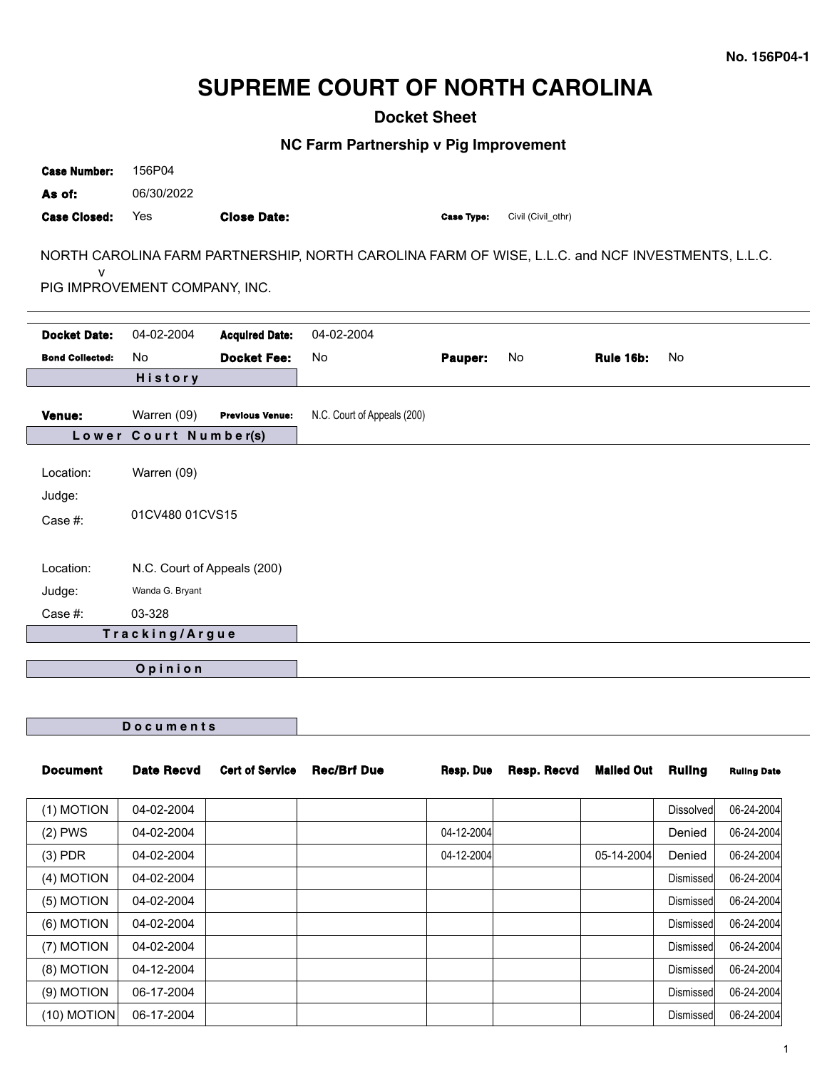No. 156P04-1

# SUPREME COURT OF NORTH CAROLINA

## Docket Sheet

### NC Farm Partnership v Pig Improvement

**Case Number:** 156P04
**As of:** 06/30/2022
**Case Closed:** Yes **Close Date:** **Case Type:** Civil (Civil_othr)

NORTH CAROLINA FARM PARTNERSHIP, NORTH CAROLINA FARM OF WISE, L.L.C. and NCF INVESTMENTS, L.L.C.
v
PIG IMPROVEMENT COMPANY, INC.

**Docket Date:** 04-02-2004 **Acquired Date:** 04-02-2004
**Bond Collected:** No **Docket Fee:** No **Pauper:** No **Rule 16b:** No

### History

**Venue:** Warren (09) **Previous Venue:** N.C. Court of Appeals (200)

### Lower Court Number(s)

Location: Warren (09)
Judge:
Case #: 01CV480 01CVS15

Location: N.C. Court of Appeals (200)
Judge: Wanda G. Bryant
Case #: 03-328

### Tracking/Argue

### Opinion

### Documents

| Document | Date Recvd | Cert of Service | Rec/Brf Due | Resp. Due | Resp. Recvd | Mailed Out | Ruling | Ruling Date |
|---|---|---|---|---|---|---|---|---|
| (1) MOTION | 04-02-2004 | | | | | | Dissolved | 06-24-2004 |
| (2) PWS | 04-02-2004 | | | 04-12-2004 | | | Denied | 06-24-2004 |
| (3) PDR | 04-02-2004 | | | 04-12-2004 | | 05-14-2004 | Denied | 06-24-2004 |
| (4) MOTION | 04-02-2004 | | | | | | Dismissed | 06-24-2004 |
| (5) MOTION | 04-02-2004 | | | | | | Dismissed | 06-24-2004 |
| (6) MOTION | 04-02-2004 | | | | | | Dismissed | 06-24-2004 |
| (7) MOTION | 04-02-2004 | | | | | | Dismissed | 06-24-2004 |
| (8) MOTION | 04-12-2004 | | | | | | Dismissed | 06-24-2004 |
| (9) MOTION | 06-17-2004 | | | | | | Dismissed | 06-24-2004 |
| (10) MOTION | 06-17-2004 | | | | | | Dismissed | 06-24-2004 |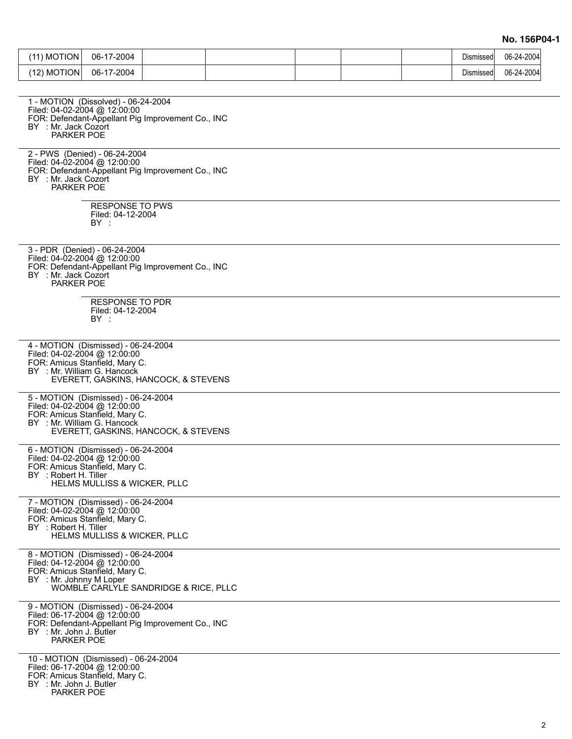**No. 156P04-1**

| (11) MOTION | 06-17-2004 | | | | | | Dismissed | 06-24-2004 |
|---|---|---|---|---|---|---|---|---|
| (12) MOTION | 06-17-2004 | | | | | | Dismissed | 06-24-2004 |

---

1 - MOTION (Dissolved) - 06-24-2004
Filed: 04-02-2004 @ 12:00:00
FOR: Defendant-Appellant Pig Improvement Co., INC
BY : Mr. Jack Cozort
PARKER POE

---

2 - PWS (Denied) - 06-24-2004
Filed: 04-02-2004 @ 12:00:00
FOR: Defendant-Appellant Pig Improvement Co., INC
BY : Mr. Jack Cozort
PARKER POE

RESPONSE TO PWS
Filed: 04-12-2004
BY :

---

3 - PDR (Denied) - 06-24-2004
Filed: 04-02-2004 @ 12:00:00
FOR: Defendant-Appellant Pig Improvement Co., INC
BY : Mr. Jack Cozort
PARKER POE

RESPONSE TO PDR
Filed: 04-12-2004
BY :

---

4 - MOTION (Dismissed) - 06-24-2004
Filed: 04-02-2004 @ 12:00:00
FOR: Amicus Stanfield, Mary C.
BY : Mr. William G. Hancock
EVERETT, GASKINS, HANCOCK, & STEVENS

---

5 - MOTION (Dismissed) - 06-24-2004
Filed: 04-02-2004 @ 12:00:00
FOR: Amicus Stanfield, Mary C.
BY : Mr. William G. Hancock
EVERETT, GASKINS, HANCOCK, & STEVENS

---

6 - MOTION (Dismissed) - 06-24-2004
Filed: 04-02-2004 @ 12:00:00
FOR: Amicus Stanfield, Mary C.
BY : Robert H. Tiller
HELMS MULLISS & WICKER, PLLC

---

7 - MOTION (Dismissed) - 06-24-2004
Filed: 04-02-2004 @ 12:00:00
FOR: Amicus Stanfield, Mary C.
BY : Robert H. Tiller
HELMS MULLISS & WICKER, PLLC

---

8 - MOTION (Dismissed) - 06-24-2004
Filed: 04-12-2004 @ 12:00:00
FOR: Amicus Stanfield, Mary C.
BY : Mr. Johnny M Loper
WOMBLE CARLYLE SANDRIDGE & RICE, PLLC

---

9 - MOTION (Dismissed) - 06-24-2004
Filed: 06-17-2004 @ 12:00:00
FOR: Defendant-Appellant Pig Improvement Co., INC
BY : Mr. John J. Butler
PARKER POE

---

10 - MOTION (Dismissed) - 06-24-2004
Filed: 06-17-2004 @ 12:00:00
FOR: Amicus Stanfield, Mary C.
BY : Mr. John J. Butler
PARKER POE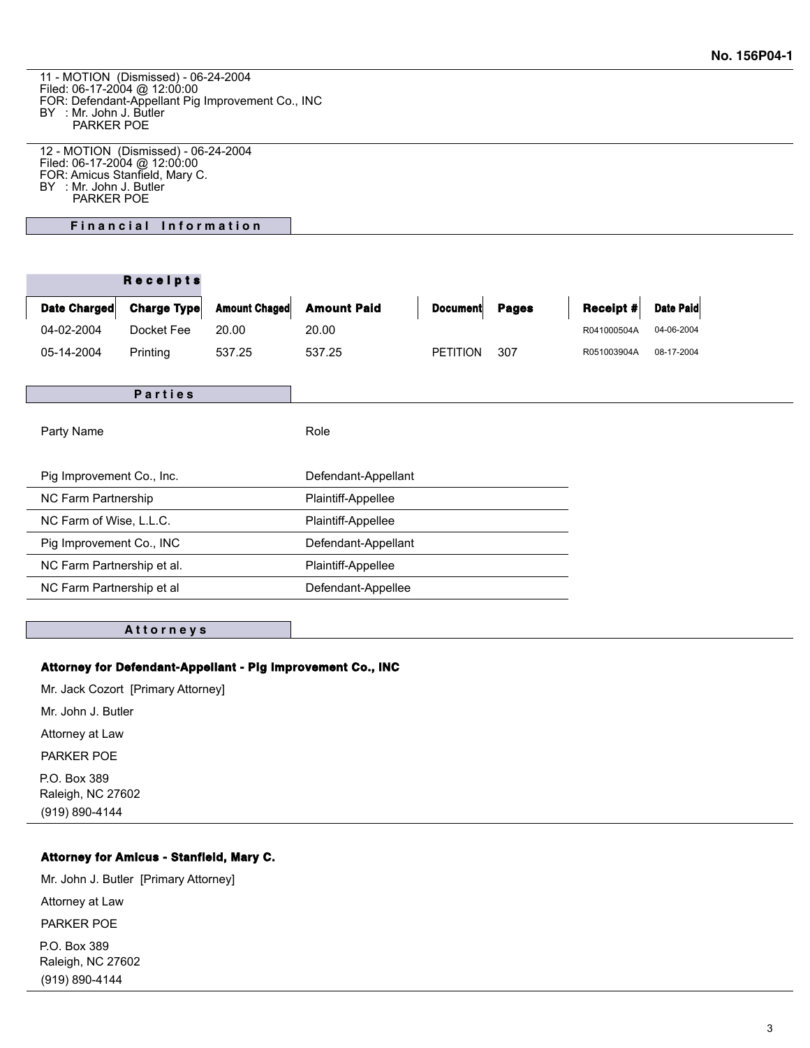11 - MOTION (Dismissed) - 06-24-2004
Filed: 06-17-2004 @ 12:00:00
FOR: Defendant-Appellant Pig Improvement Co., INC
BY : Mr. John J. Butler
PARKER POE

12 - MOTION (Dismissed) - 06-24-2004
Filed: 06-17-2004 @ 12:00:00
FOR: Amicus Stanfield, Mary C.
BY : Mr. John J. Butler
PARKER POE

## Financial Information

### Receipts

| Date Charged | Charge Type | Amount Chaged | Amount Paid | Document | Pages | Receipt # | Date Paid |
|---|---|---|---|---|---|---|---|
| 04-02-2004 | Docket Fee | 20.00 | 20.00 | | | R041000504A | 04-06-2004 |
| 05-14-2004 | Printing | 537.25 | 537.25 | PETITION | 307 | R051003904A | 08-17-2004 |

## Parties

| Party Name | Role |
|---|---|
| Pig Improvement Co., Inc. | Defendant-Appellant |
| NC Farm Partnership | Plaintiff-Appellee |
| NC Farm of Wise, L.L.C. | Plaintiff-Appellee |
| Pig Improvement Co., INC | Defendant-Appellant |
| NC Farm Partnership et al. | Plaintiff-Appellee |
| NC Farm Partnership et al | Defendant-Appellee |

## Attorneys

**Attorney for Defendant-Appellant - Pig Improvement Co., INC**

Mr. Jack Cozort [Primary Attorney]

Mr. John J. Butler

Attorney at Law

PARKER POE

P.O. Box 389
Raleigh, NC 27602
(919) 890-4144

**Attorney for Amicus - Stanfield, Mary C.**

Mr. John J. Butler [Primary Attorney]

Attorney at Law

PARKER POE

P.O. Box 389
Raleigh, NC 27602
(919) 890-4144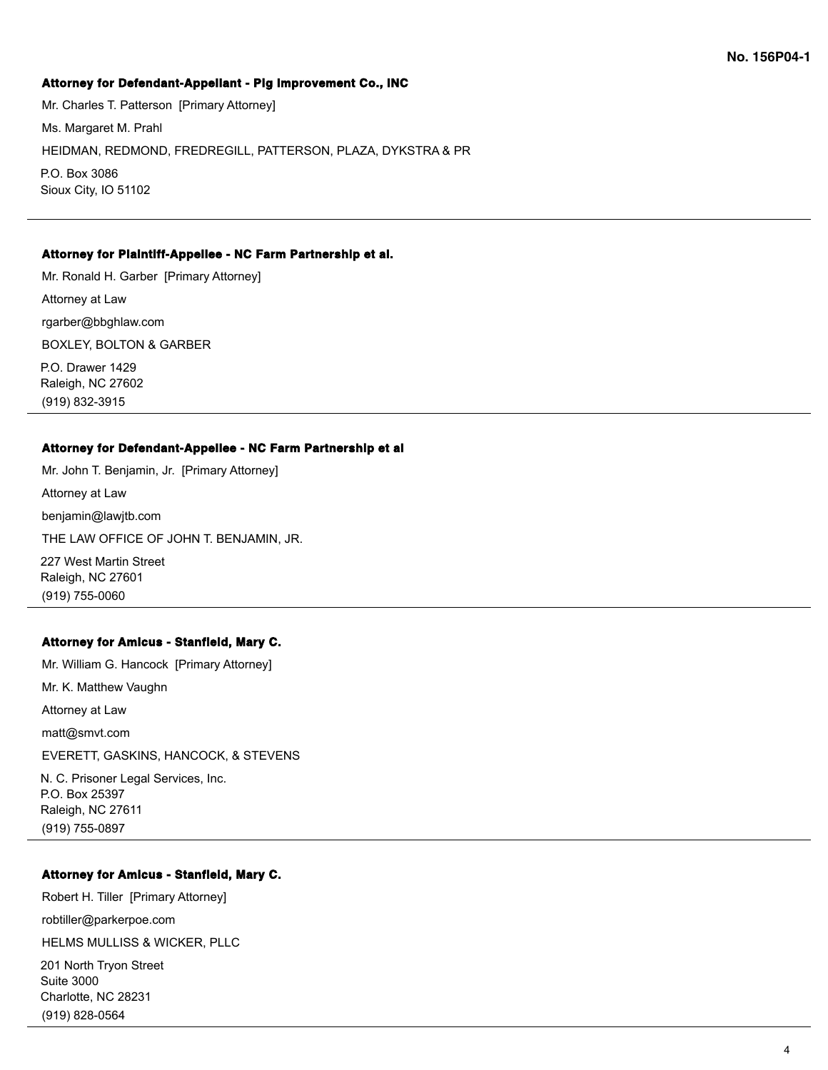No. 156P04-1

**Attorney for Defendant-Appellant - Pig Improvement Co., INC**

Mr. Charles T. Patterson [Primary Attorney]

Ms. Margaret M. Prahl

HEIDMAN, REDMOND, FREDREGILL, PATTERSON, PLAZA, DYKSTRA & PR

P.O. Box 3086
Sioux City, IO 51102

---

**Attorney for Plaintiff-Appellee - NC Farm Partnership et al.**

Mr. Ronald H. Garber [Primary Attorney]

Attorney at Law

rgarber@bbghlaw.com

BOXLEY, BOLTON & GARBER

P.O. Drawer 1429
Raleigh, NC 27602
(919) 832-3915

---

**Attorney for Defendant-Appellee - NC Farm Partnership et al**

Mr. John T. Benjamin, Jr. [Primary Attorney]

Attorney at Law

benjamin@lawjtb.com

THE LAW OFFICE OF JOHN T. BENJAMIN, JR.

227 West Martin Street
Raleigh, NC 27601
(919) 755-0060

---

**Attorney for Amicus - Stanfield, Mary C.**

Mr. William G. Hancock [Primary Attorney]

Mr. K. Matthew Vaughn

Attorney at Law

matt@smvt.com

EVERETT, GASKINS, HANCOCK, & STEVENS

N. C. Prisoner Legal Services, Inc.
P.O. Box 25397
Raleigh, NC 27611
(919) 755-0897

---

**Attorney for Amicus - Stanfield, Mary C.**

Robert H. Tiller [Primary Attorney]

robtiller@parkerpoe.com

HELMS MULLISS & WICKER, PLLC

201 North Tryon Street
Suite 3000
Charlotte, NC 28231
(919) 828-0564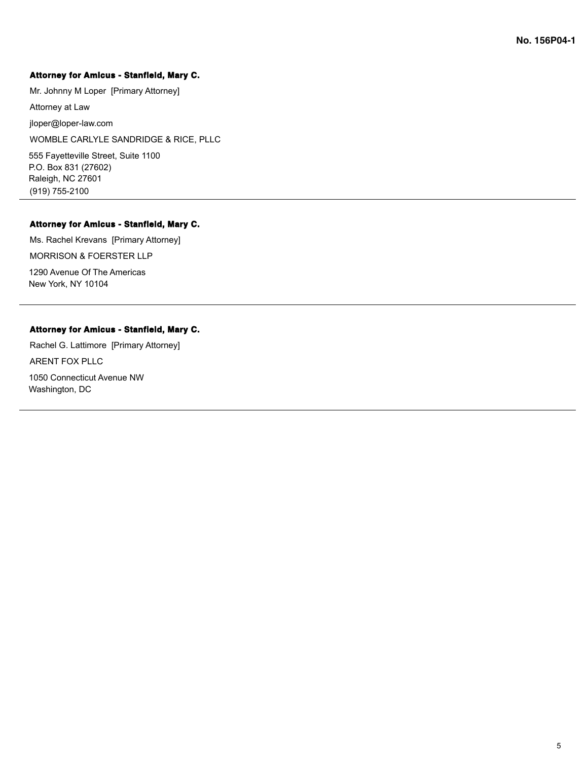**Attorney for Amicus - Stanfield, Mary C.**

Mr. Johnny M Loper [Primary Attorney]

Attorney at Law

jloper@loper-law.com

WOMBLE CARLYLE SANDRIDGE & RICE, PLLC

555 Fayetteville Street, Suite 1100
P.O. Box 831 (27602)
Raleigh, NC 27601
(919) 755-2100

---

**Attorney for Amicus - Stanfield, Mary C.**

Ms. Rachel Krevans [Primary Attorney]

MORRISON & FOERSTER LLP

1290 Avenue Of The Americas
New York, NY 10104

---

**Attorney for Amicus - Stanfield, Mary C.**

Rachel G. Lattimore [Primary Attorney]

ARENT FOX PLLC

1050 Connecticut Avenue NW
Washington, DC

---